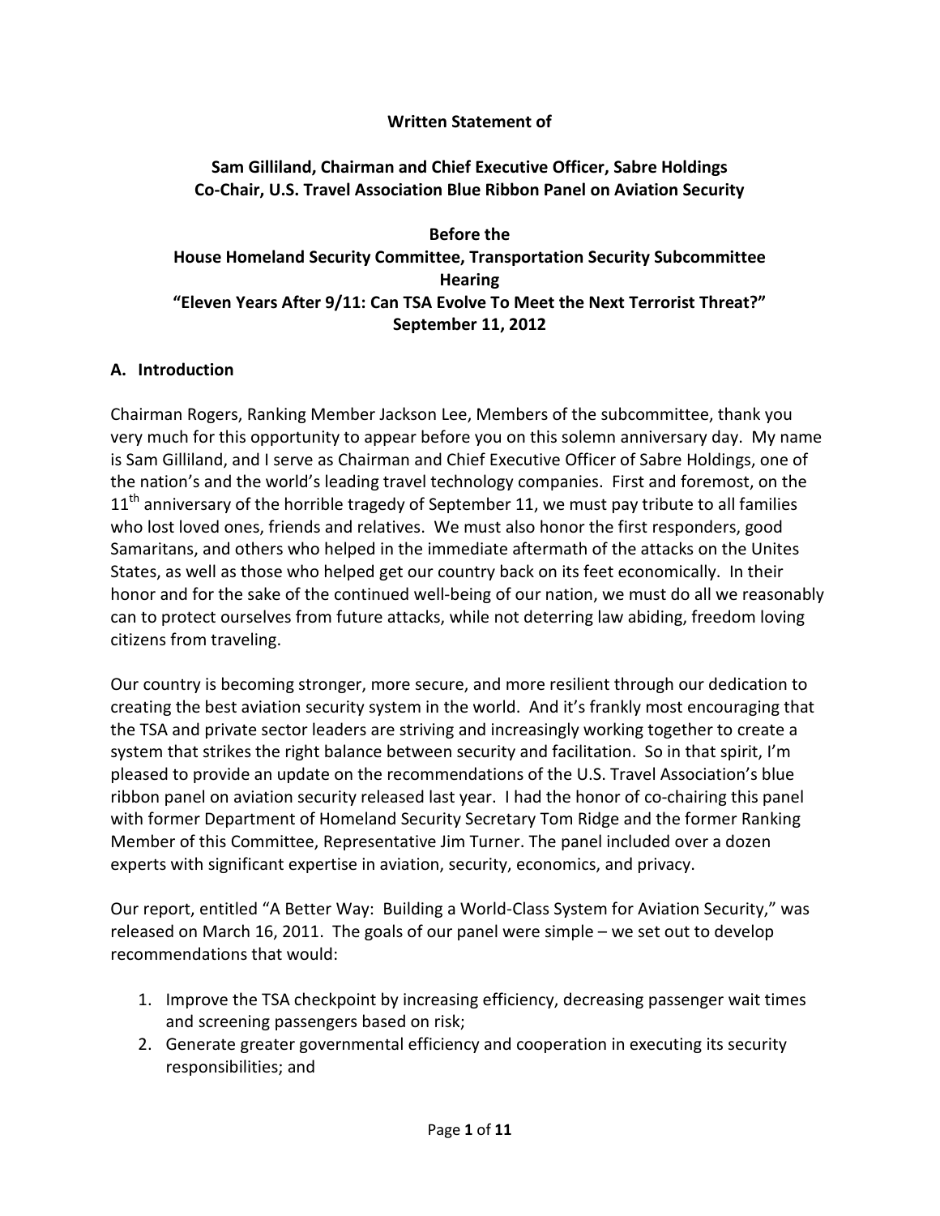**Written Statement of**

**Sam Gilliland, Chairman and Chief Executive Officer, Sabre Holdings**
**Co-Chair, U.S. Travel Association Blue Ribbon Panel on Aviation Security**

**Before the**
**House Homeland Security Committee, Transportation Security Subcommittee**
**Hearing**
**"Eleven Years After 9/11: Can TSA Evolve To Meet the Next Terrorist Threat?"**
**September 11, 2012**

## A. Introduction

Chairman Rogers, Ranking Member Jackson Lee, Members of the subcommittee, thank you very much for this opportunity to appear before you on this solemn anniversary day. My name is Sam Gilliland, and I serve as Chairman and Chief Executive Officer of Sabre Holdings, one of the nation's and the world's leading travel technology companies. First and foremost, on the 11th anniversary of the horrible tragedy of September 11, we must pay tribute to all families who lost loved ones, friends and relatives. We must also honor the first responders, good Samaritans, and others who helped in the immediate aftermath of the attacks on the Unites States, as well as those who helped get our country back on its feet economically. In their honor and for the sake of the continued well-being of our nation, we must do all we reasonably can to protect ourselves from future attacks, while not deterring law abiding, freedom loving citizens from traveling.

Our country is becoming stronger, more secure, and more resilient through our dedication to creating the best aviation security system in the world. And it's frankly most encouraging that the TSA and private sector leaders are striving and increasingly working together to create a system that strikes the right balance between security and facilitation. So in that spirit, I'm pleased to provide an update on the recommendations of the U.S. Travel Association's blue ribbon panel on aviation security released last year. I had the honor of co-chairing this panel with former Department of Homeland Security Secretary Tom Ridge and the former Ranking Member of this Committee, Representative Jim Turner. The panel included over a dozen experts with significant expertise in aviation, security, economics, and privacy.

Our report, entitled "A Better Way: Building a World-Class System for Aviation Security," was released on March 16, 2011. The goals of our panel were simple – we set out to develop recommendations that would:

1. Improve the TSA checkpoint by increasing efficiency, decreasing passenger wait times and screening passengers based on risk;
2. Generate greater governmental efficiency and cooperation in executing its security responsibilities; and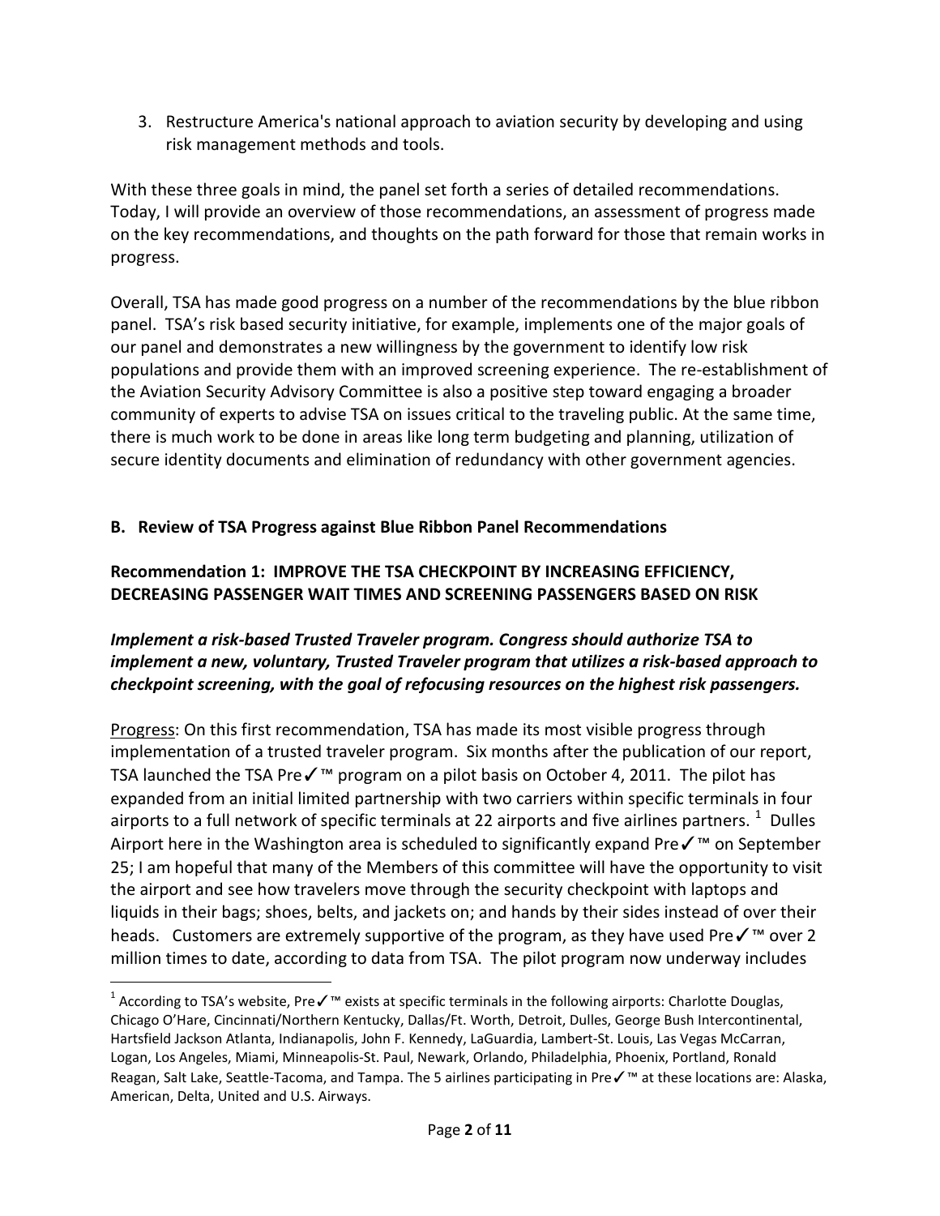3. Restructure America's national approach to aviation security by developing and using risk management methods and tools.

With these three goals in mind, the panel set forth a series of detailed recommendations. Today, I will provide an overview of those recommendations, an assessment of progress made on the key recommendations, and thoughts on the path forward for those that remain works in progress.

Overall, TSA has made good progress on a number of the recommendations by the blue ribbon panel. TSA's risk based security initiative, for example, implements one of the major goals of our panel and demonstrates a new willingness by the government to identify low risk populations and provide them with an improved screening experience. The re-establishment of the Aviation Security Advisory Committee is also a positive step toward engaging a broader community of experts to advise TSA on issues critical to the traveling public. At the same time, there is much work to be done in areas like long term budgeting and planning, utilization of secure identity documents and elimination of redundancy with other government agencies.

## B. Review of TSA Progress against Blue Ribbon Panel Recommendations

### Recommendation 1: IMPROVE THE TSA CHECKPOINT BY INCREASING EFFICIENCY, DECREASING PASSENGER WAIT TIMES AND SCREENING PASSENGERS BASED ON RISK

***Implement a risk-based Trusted Traveler program. Congress should authorize TSA to implement a new, voluntary, Trusted Traveler program that utilizes a risk-based approach to checkpoint screening, with the goal of refocusing resources on the highest risk passengers.***

Progress: On this first recommendation, TSA has made its most visible progress through implementation of a trusted traveler program. Six months after the publication of our report, TSA launched the TSA Pre✓™ program on a pilot basis on October 4, 2011. The pilot has expanded from an initial limited partnership with two carriers within specific terminals in four airports to a full network of specific terminals at 22 airports and five airlines partners. [1] Dulles Airport here in the Washington area is scheduled to significantly expand Pre✓™ on September 25; I am hopeful that many of the Members of this committee will have the opportunity to visit the airport and see how travelers move through the security checkpoint with laptops and liquids in their bags; shoes, belts, and jackets on; and hands by their sides instead of over their heads. Customers are extremely supportive of the program, as they have used Pre✓™ over 2 million times to date, according to data from TSA. The pilot program now underway includes

[1] According to TSA's website, Pre✓™ exists at specific terminals in the following airports: Charlotte Douglas, Chicago O'Hare, Cincinnati/Northern Kentucky, Dallas/Ft. Worth, Detroit, Dulles, George Bush Intercontinental, Hartsfield Jackson Atlanta, Indianapolis, John F. Kennedy, LaGuardia, Lambert-St. Louis, Las Vegas McCarran, Logan, Los Angeles, Miami, Minneapolis-St. Paul, Newark, Orlando, Philadelphia, Phoenix, Portland, Ronald Reagan, Salt Lake, Seattle-Tacoma, and Tampa. The 5 airlines participating in Pre✓™ at these locations are: Alaska, American, Delta, United and U.S. Airways.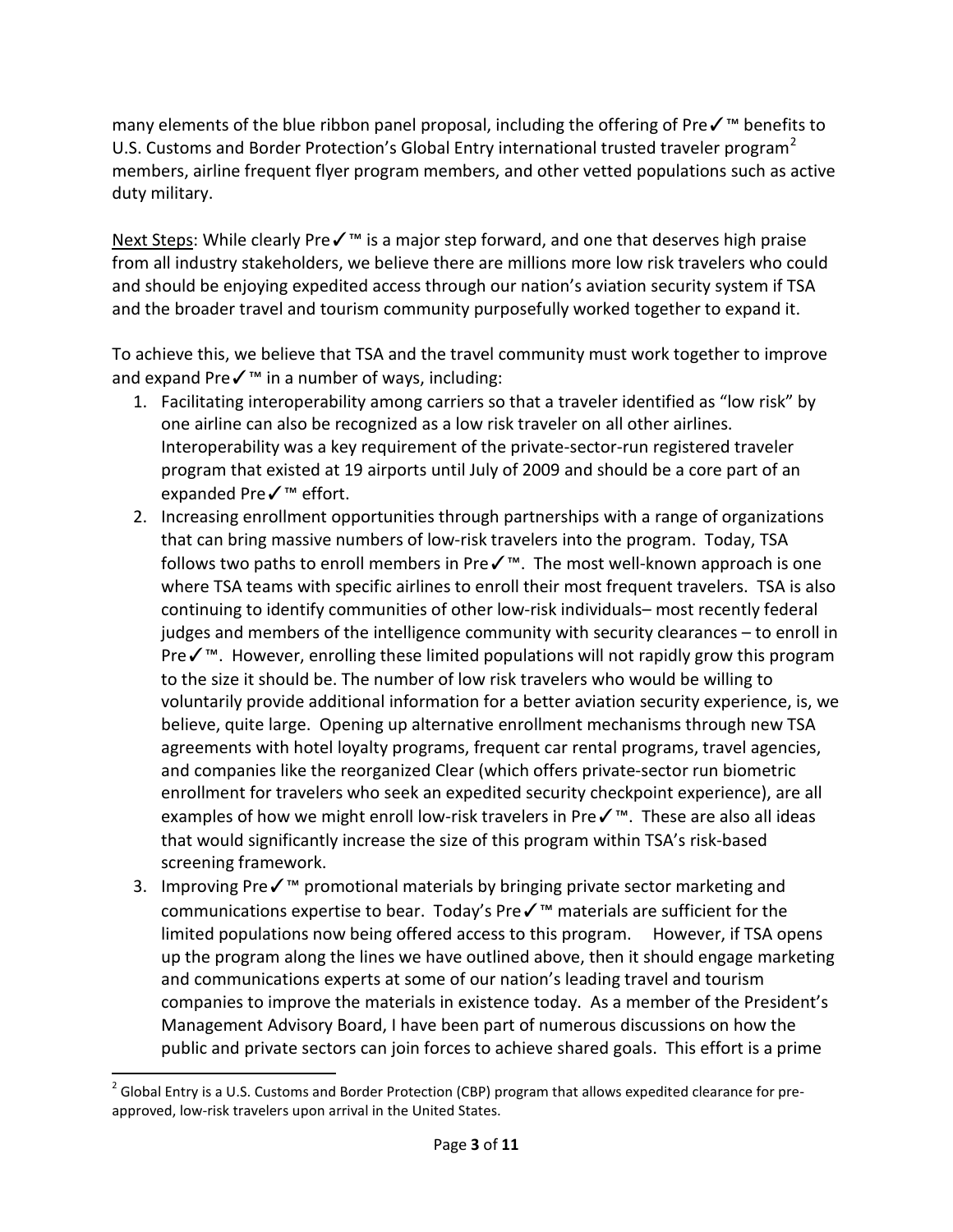many elements of the blue ribbon panel proposal, including the offering of Pre✓™ benefits to U.S. Customs and Border Protection's Global Entry international trusted traveler program[2] members, airline frequent flyer program members, and other vetted populations such as active duty military.

<u>Next Steps</u>: While clearly Pre✓™ is a major step forward, and one that deserves high praise from all industry stakeholders, we believe there are millions more low risk travelers who could and should be enjoying expedited access through our nation's aviation security system if TSA and the broader travel and tourism community purposefully worked together to expand it.

To achieve this, we believe that TSA and the travel community must work together to improve and expand Pre✓™ in a number of ways, including:

1. Facilitating interoperability among carriers so that a traveler identified as "low risk" by one airline can also be recognized as a low risk traveler on all other airlines. Interoperability was a key requirement of the private-sector-run registered traveler program that existed at 19 airports until July of 2009 and should be a core part of an expanded Pre✓™ effort.
2. Increasing enrollment opportunities through partnerships with a range of organizations that can bring massive numbers of low-risk travelers into the program. Today, TSA follows two paths to enroll members in Pre✓™. The most well-known approach is one where TSA teams with specific airlines to enroll their most frequent travelers. TSA is also continuing to identify communities of other low-risk individuals– most recently federal judges and members of the intelligence community with security clearances – to enroll in Pre✓™. However, enrolling these limited populations will not rapidly grow this program to the size it should be. The number of low risk travelers who would be willing to voluntarily provide additional information for a better aviation security experience, is, we believe, quite large. Opening up alternative enrollment mechanisms through new TSA agreements with hotel loyalty programs, frequent car rental programs, travel agencies, and companies like the reorganized Clear (which offers private-sector run biometric enrollment for travelers who seek an expedited security checkpoint experience), are all examples of how we might enroll low-risk travelers in Pre✓™. These are also all ideas that would significantly increase the size of this program within TSA's risk-based screening framework.
3. Improving Pre✓™ promotional materials by bringing private sector marketing and communications expertise to bear. Today's Pre✓™ materials are sufficient for the limited populations now being offered access to this program. However, if TSA opens up the program along the lines we have outlined above, then it should engage marketing and communications experts at some of our nation's leading travel and tourism companies to improve the materials in existence today. As a member of the President's Management Advisory Board, I have been part of numerous discussions on how the public and private sectors can join forces to achieve shared goals. This effort is a prime

[2] Global Entry is a U.S. Customs and Border Protection (CBP) program that allows expedited clearance for pre-approved, low-risk travelers upon arrival in the United States.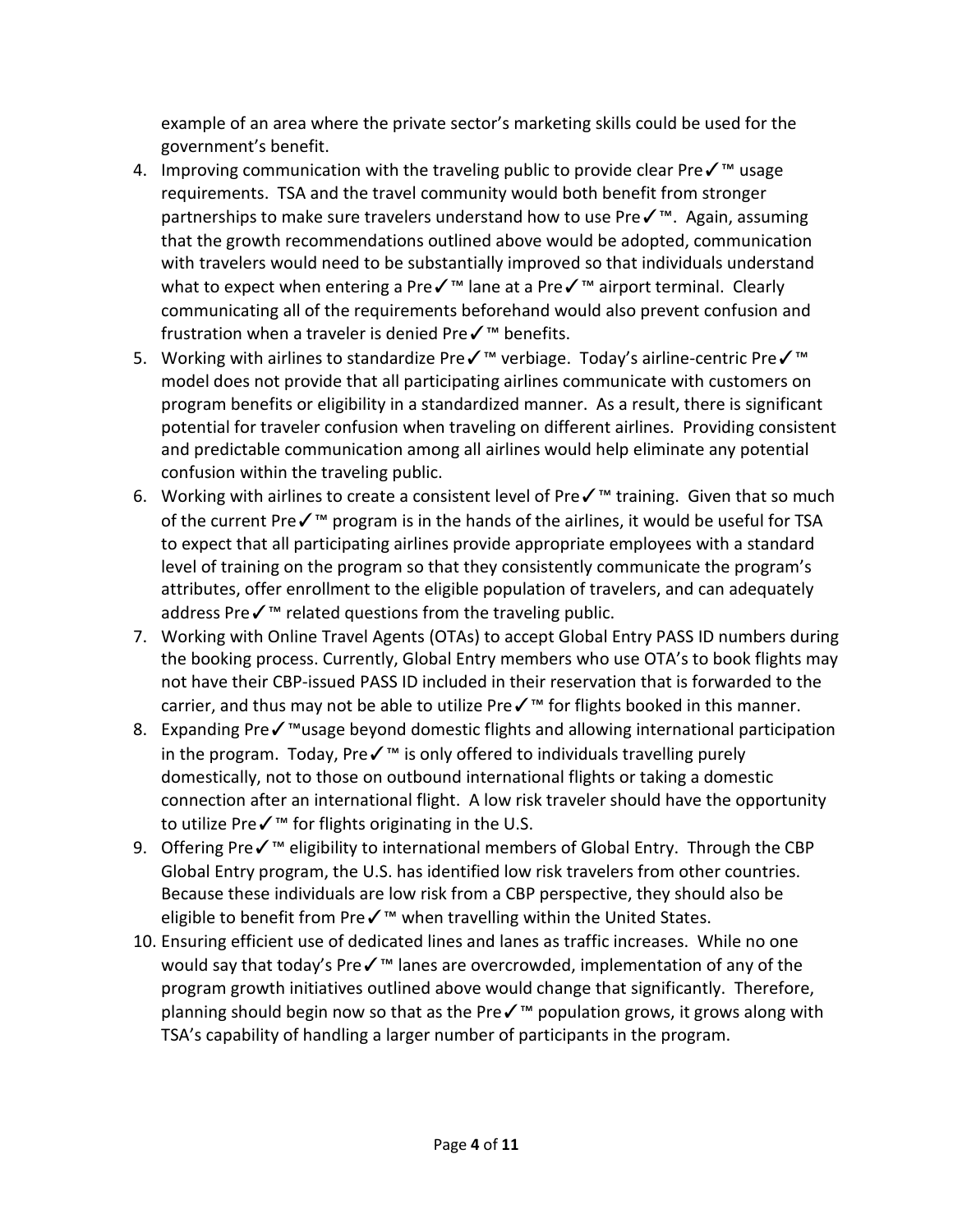example of an area where the private sector's marketing skills could be used for the government's benefit.

4. Improving communication with the traveling public to provide clear Pre✓™ usage requirements. TSA and the travel community would both benefit from stronger partnerships to make sure travelers understand how to use Pre✓™. Again, assuming that the growth recommendations outlined above would be adopted, communication with travelers would need to be substantially improved so that individuals understand what to expect when entering a Pre✓™ lane at a Pre✓™ airport terminal. Clearly communicating all of the requirements beforehand would also prevent confusion and frustration when a traveler is denied Pre✓™ benefits.
5. Working with airlines to standardize Pre✓™ verbiage. Today's airline-centric Pre✓™ model does not provide that all participating airlines communicate with customers on program benefits or eligibility in a standardized manner. As a result, there is significant potential for traveler confusion when traveling on different airlines. Providing consistent and predictable communication among all airlines would help eliminate any potential confusion within the traveling public.
6. Working with airlines to create a consistent level of Pre✓™ training. Given that so much of the current Pre✓™ program is in the hands of the airlines, it would be useful for TSA to expect that all participating airlines provide appropriate employees with a standard level of training on the program so that they consistently communicate the program's attributes, offer enrollment to the eligible population of travelers, and can adequately address Pre✓™ related questions from the traveling public.
7. Working with Online Travel Agents (OTAs) to accept Global Entry PASS ID numbers during the booking process. Currently, Global Entry members who use OTA's to book flights may not have their CBP-issued PASS ID included in their reservation that is forwarded to the carrier, and thus may not be able to utilize Pre✓™ for flights booked in this manner.
8. Expanding Pre✓™usage beyond domestic flights and allowing international participation in the program. Today, Pre✓™ is only offered to individuals travelling purely domestically, not to those on outbound international flights or taking a domestic connection after an international flight. A low risk traveler should have the opportunity to utilize Pre✓™ for flights originating in the U.S.
9. Offering Pre✓™ eligibility to international members of Global Entry. Through the CBP Global Entry program, the U.S. has identified low risk travelers from other countries. Because these individuals are low risk from a CBP perspective, they should also be eligible to benefit from Pre✓™ when travelling within the United States.
10. Ensuring efficient use of dedicated lines and lanes as traffic increases. While no one would say that today's Pre✓™ lanes are overcrowded, implementation of any of the program growth initiatives outlined above would change that significantly. Therefore, planning should begin now so that as the Pre✓™ population grows, it grows along with TSA's capability of handling a larger number of participants in the program.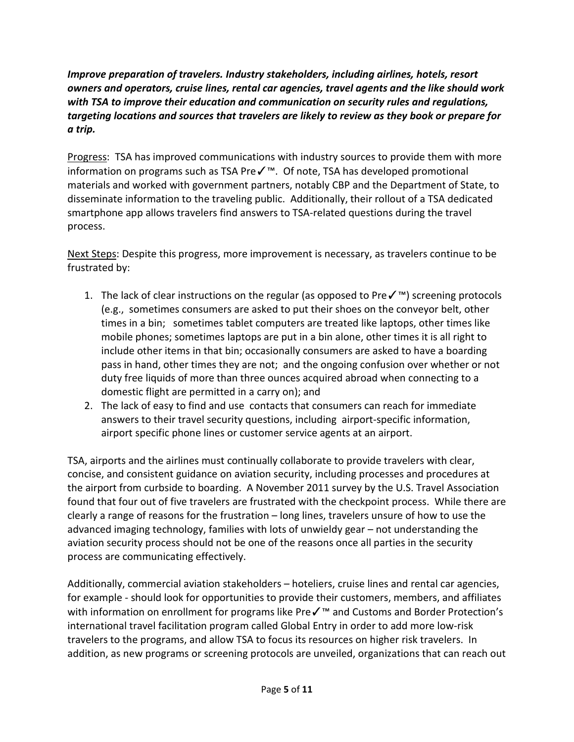***Improve preparation of travelers. Industry stakeholders, including airlines, hotels, resort owners and operators, cruise lines, rental car agencies, travel agents and the like should work with TSA to improve their education and communication on security rules and regulations, targeting locations and sources that travelers are likely to review as they book or prepare for a trip.***

<u>Progress</u>: TSA has improved communications with industry sources to provide them with more information on programs such as TSA Pre✓™. Of note, TSA has developed promotional materials and worked with government partners, notably CBP and the Department of State, to disseminate information to the traveling public. Additionally, their rollout of a TSA dedicated smartphone app allows travelers find answers to TSA-related questions during the travel process.

<u>Next Steps</u>: Despite this progress, more improvement is necessary, as travelers continue to be frustrated by:

1. The lack of clear instructions on the regular (as opposed to Pre✓™) screening protocols (e.g., sometimes consumers are asked to put their shoes on the conveyor belt, other times in a bin; sometimes tablet computers are treated like laptops, other times like mobile phones; sometimes laptops are put in a bin alone, other times it is all right to include other items in that bin; occasionally consumers are asked to have a boarding pass in hand, other times they are not; and the ongoing confusion over whether or not duty free liquids of more than three ounces acquired abroad when connecting to a domestic flight are permitted in a carry on); and
2. The lack of easy to find and use contacts that consumers can reach for immediate answers to their travel security questions, including airport-specific information, airport specific phone lines or customer service agents at an airport.

TSA, airports and the airlines must continually collaborate to provide travelers with clear, concise, and consistent guidance on aviation security, including processes and procedures at the airport from curbside to boarding. A November 2011 survey by the U.S. Travel Association found that four out of five travelers are frustrated with the checkpoint process. While there are clearly a range of reasons for the frustration – long lines, travelers unsure of how to use the advanced imaging technology, families with lots of unwieldy gear – not understanding the aviation security process should not be one of the reasons once all parties in the security process are communicating effectively.

Additionally, commercial aviation stakeholders – hoteliers, cruise lines and rental car agencies, for example - should look for opportunities to provide their customers, members, and affiliates with information on enrollment for programs like Pre✓™ and Customs and Border Protection's international travel facilitation program called Global Entry in order to add more low-risk travelers to the programs, and allow TSA to focus its resources on higher risk travelers. In addition, as new programs or screening protocols are unveiled, organizations that can reach out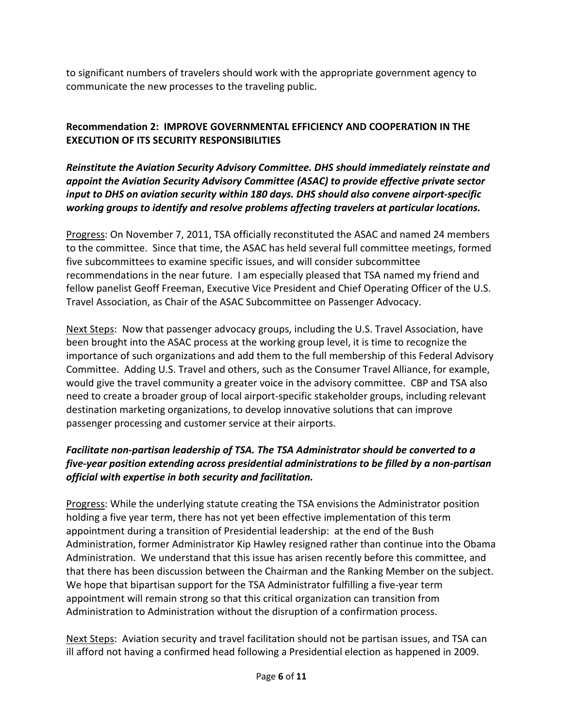to significant numbers of travelers should work with the appropriate government agency to communicate the new processes to the traveling public.

**Recommendation 2: IMPROVE GOVERNMENTAL EFFICIENCY AND COOPERATION IN THE EXECUTION OF ITS SECURITY RESPONSIBILITIES**

***Reinstitute the Aviation Security Advisory Committee. DHS should immediately reinstate and appoint the Aviation Security Advisory Committee (ASAC) to provide effective private sector input to DHS on aviation security within 180 days. DHS should also convene airport-specific working groups to identify and resolve problems affecting travelers at particular locations.***

<u>Progress</u>: On November 7, 2011, TSA officially reconstituted the ASAC and named 24 members to the committee. Since that time, the ASAC has held several full committee meetings, formed five subcommittees to examine specific issues, and will consider subcommittee recommendations in the near future. I am especially pleased that TSA named my friend and fellow panelist Geoff Freeman, Executive Vice President and Chief Operating Officer of the U.S. Travel Association, as Chair of the ASAC Subcommittee on Passenger Advocacy.

<u>Next Steps</u>: Now that passenger advocacy groups, including the U.S. Travel Association, have been brought into the ASAC process at the working group level, it is time to recognize the importance of such organizations and add them to the full membership of this Federal Advisory Committee. Adding U.S. Travel and others, such as the Consumer Travel Alliance, for example, would give the travel community a greater voice in the advisory committee. CBP and TSA also need to create a broader group of local airport-specific stakeholder groups, including relevant destination marketing organizations, to develop innovative solutions that can improve passenger processing and customer service at their airports.

***Facilitate non-partisan leadership of TSA. The TSA Administrator should be converted to a five-year position extending across presidential administrations to be filled by a non-partisan official with expertise in both security and facilitation.***

<u>Progress</u>: While the underlying statute creating the TSA envisions the Administrator position holding a five year term, there has not yet been effective implementation of this term appointment during a transition of Presidential leadership: at the end of the Bush Administration, former Administrator Kip Hawley resigned rather than continue into the Obama Administration. We understand that this issue has arisen recently before this committee, and that there has been discussion between the Chairman and the Ranking Member on the subject. We hope that bipartisan support for the TSA Administrator fulfilling a five-year term appointment will remain strong so that this critical organization can transition from Administration to Administration without the disruption of a confirmation process.

<u>Next Steps</u>: Aviation security and travel facilitation should not be partisan issues, and TSA can ill afford not having a confirmed head following a Presidential election as happened in 2009.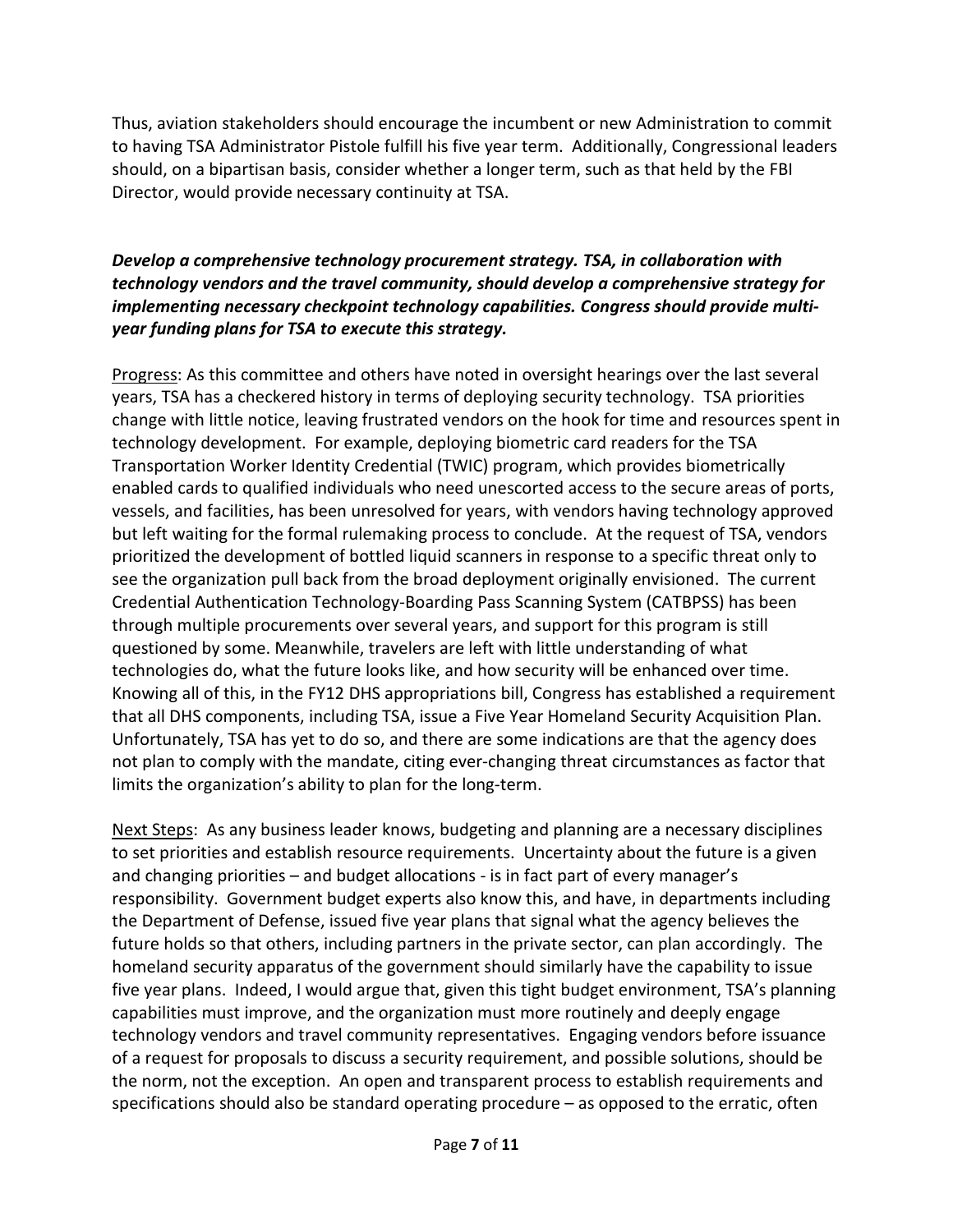Thus, aviation stakeholders should encourage the incumbent or new Administration to commit to having TSA Administrator Pistole fulfill his five year term. Additionally, Congressional leaders should, on a bipartisan basis, consider whether a longer term, such as that held by the FBI Director, would provide necessary continuity at TSA.

***Develop a comprehensive technology procurement strategy. TSA, in collaboration with technology vendors and the travel community, should develop a comprehensive strategy for implementing necessary checkpoint technology capabilities. Congress should provide multi-year funding plans for TSA to execute this strategy.***

<u>Progress</u>: As this committee and others have noted in oversight hearings over the last several years, TSA has a checkered history in terms of deploying security technology. TSA priorities change with little notice, leaving frustrated vendors on the hook for time and resources spent in technology development. For example, deploying biometric card readers for the TSA Transportation Worker Identity Credential (TWIC) program, which provides biometrically enabled cards to qualified individuals who need unescorted access to the secure areas of ports, vessels, and facilities, has been unresolved for years, with vendors having technology approved but left waiting for the formal rulemaking process to conclude. At the request of TSA, vendors prioritized the development of bottled liquid scanners in response to a specific threat only to see the organization pull back from the broad deployment originally envisioned. The current Credential Authentication Technology-Boarding Pass Scanning System (CATBPSS) has been through multiple procurements over several years, and support for this program is still questioned by some. Meanwhile, travelers are left with little understanding of what technologies do, what the future looks like, and how security will be enhanced over time. Knowing all of this, in the FY12 DHS appropriations bill, Congress has established a requirement that all DHS components, including TSA, issue a Five Year Homeland Security Acquisition Plan. Unfortunately, TSA has yet to do so, and there are some indications are that the agency does not plan to comply with the mandate, citing ever-changing threat circumstances as factor that limits the organization's ability to plan for the long-term.

<u>Next Steps</u>: As any business leader knows, budgeting and planning are a necessary disciplines to set priorities and establish resource requirements. Uncertainty about the future is a given and changing priorities – and budget allocations - is in fact part of every manager's responsibility. Government budget experts also know this, and have, in departments including the Department of Defense, issued five year plans that signal what the agency believes the future holds so that others, including partners in the private sector, can plan accordingly. The homeland security apparatus of the government should similarly have the capability to issue five year plans. Indeed, I would argue that, given this tight budget environment, TSA's planning capabilities must improve, and the organization must more routinely and deeply engage technology vendors and travel community representatives. Engaging vendors before issuance of a request for proposals to discuss a security requirement, and possible solutions, should be the norm, not the exception. An open and transparent process to establish requirements and specifications should also be standard operating procedure – as opposed to the erratic, often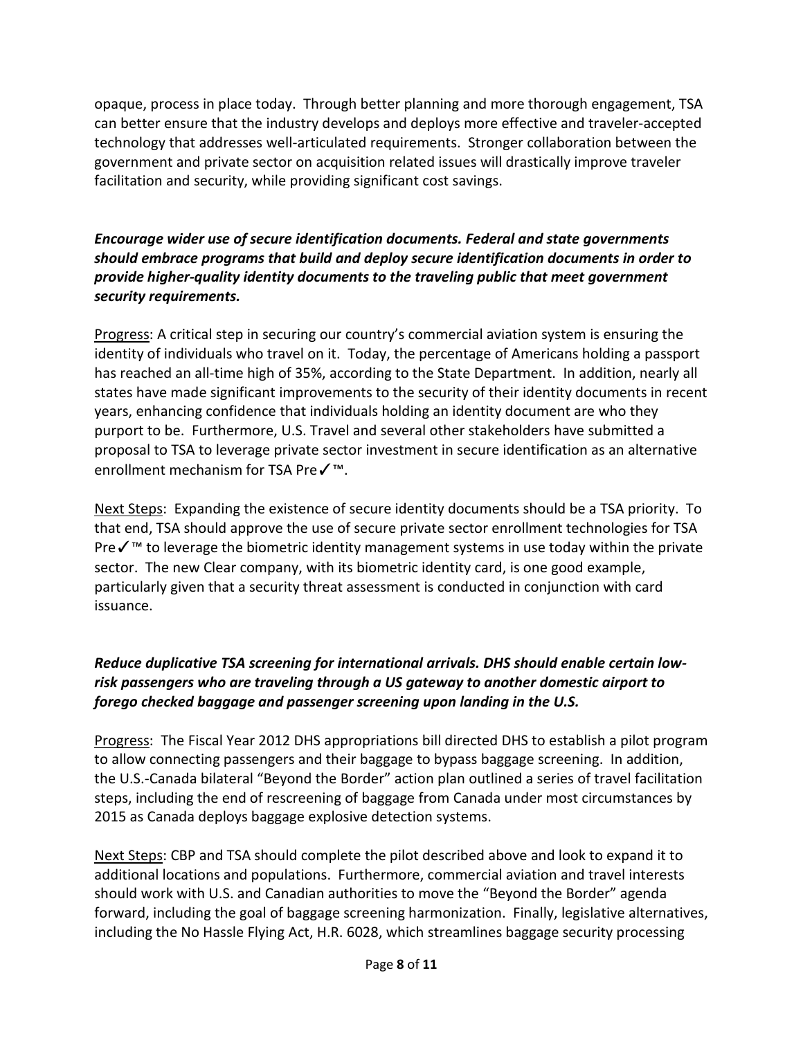opaque, process in place today. Through better planning and more thorough engagement, TSA can better ensure that the industry develops and deploys more effective and traveler-accepted technology that addresses well-articulated requirements. Stronger collaboration between the government and private sector on acquisition related issues will drastically improve traveler facilitation and security, while providing significant cost savings.

***Encourage wider use of secure identification documents. Federal and state governments should embrace programs that build and deploy secure identification documents in order to provide higher-quality identity documents to the traveling public that meet government security requirements.***

<u>Progress</u>: A critical step in securing our country's commercial aviation system is ensuring the identity of individuals who travel on it. Today, the percentage of Americans holding a passport has reached an all-time high of 35%, according to the State Department. In addition, nearly all states have made significant improvements to the security of their identity documents in recent years, enhancing confidence that individuals holding an identity document are who they purport to be. Furthermore, U.S. Travel and several other stakeholders have submitted a proposal to TSA to leverage private sector investment in secure identification as an alternative enrollment mechanism for TSA Pre✓™.

<u>Next Steps</u>: Expanding the existence of secure identity documents should be a TSA priority. To that end, TSA should approve the use of secure private sector enrollment technologies for TSA Pre✓™ to leverage the biometric identity management systems in use today within the private sector. The new Clear company, with its biometric identity card, is one good example, particularly given that a security threat assessment is conducted in conjunction with card issuance.

***Reduce duplicative TSA screening for international arrivals. DHS should enable certain low-risk passengers who are traveling through a US gateway to another domestic airport to forego checked baggage and passenger screening upon landing in the U.S.***

<u>Progress</u>: The Fiscal Year 2012 DHS appropriations bill directed DHS to establish a pilot program to allow connecting passengers and their baggage to bypass baggage screening. In addition, the U.S.-Canada bilateral "Beyond the Border" action plan outlined a series of travel facilitation steps, including the end of rescreening of baggage from Canada under most circumstances by 2015 as Canada deploys baggage explosive detection systems.

<u>Next Steps</u>: CBP and TSA should complete the pilot described above and look to expand it to additional locations and populations. Furthermore, commercial aviation and travel interests should work with U.S. and Canadian authorities to move the "Beyond the Border" agenda forward, including the goal of baggage screening harmonization. Finally, legislative alternatives, including the No Hassle Flying Act, H.R. 6028, which streamlines baggage security processing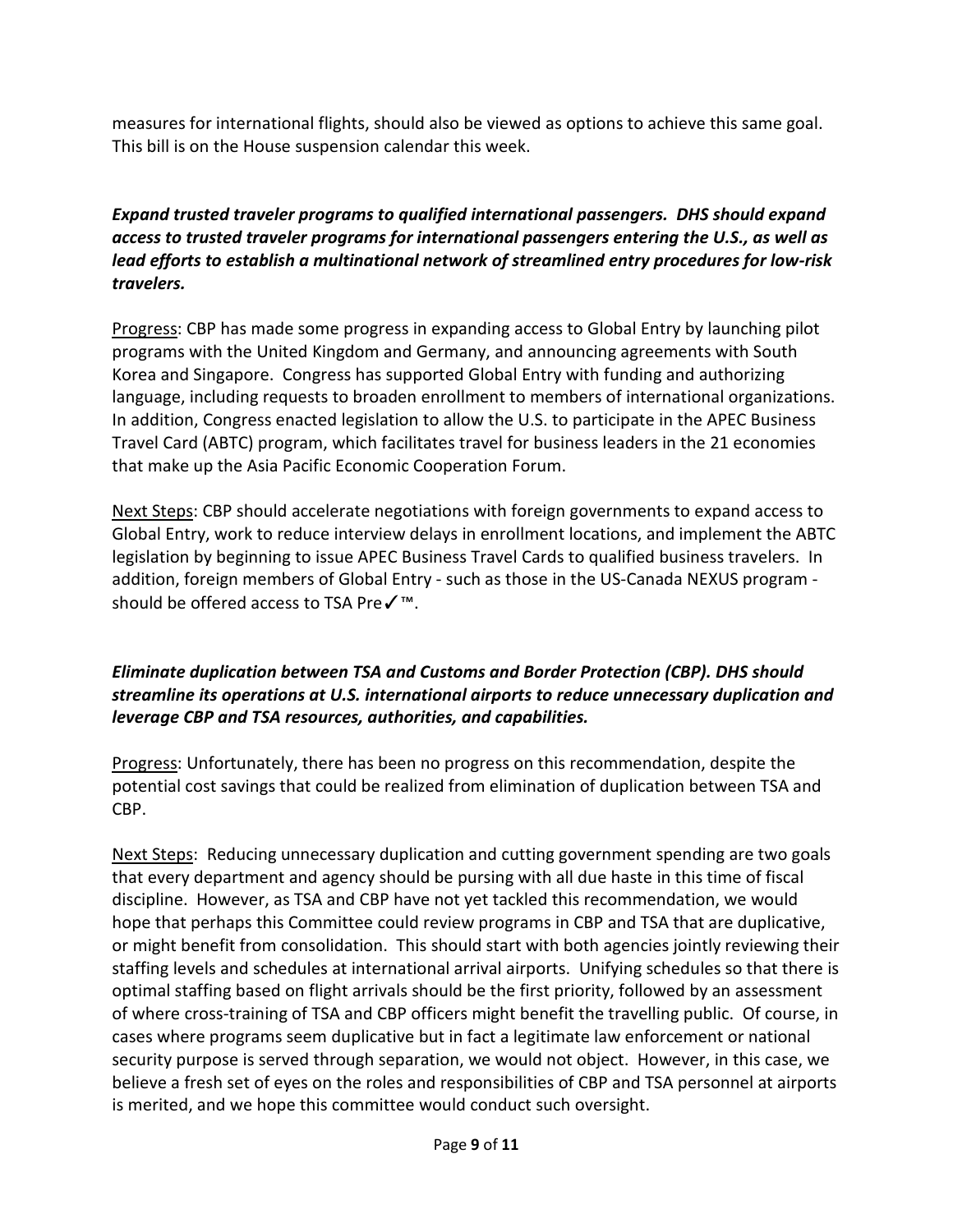measures for international flights, should also be viewed as options to achieve this same goal. This bill is on the House suspension calendar this week.

***Expand trusted traveler programs to qualified international passengers. DHS should expand access to trusted traveler programs for international passengers entering the U.S., as well as lead efforts to establish a multinational network of streamlined entry procedures for low-risk travelers.***

Progress: CBP has made some progress in expanding access to Global Entry by launching pilot programs with the United Kingdom and Germany, and announcing agreements with South Korea and Singapore. Congress has supported Global Entry with funding and authorizing language, including requests to broaden enrollment to members of international organizations. In addition, Congress enacted legislation to allow the U.S. to participate in the APEC Business Travel Card (ABTC) program, which facilitates travel for business leaders in the 21 economies that make up the Asia Pacific Economic Cooperation Forum.

Next Steps: CBP should accelerate negotiations with foreign governments to expand access to Global Entry, work to reduce interview delays in enrollment locations, and implement the ABTC legislation by beginning to issue APEC Business Travel Cards to qualified business travelers. In addition, foreign members of Global Entry - such as those in the US-Canada NEXUS program - should be offered access to TSA Pre✓™.

***Eliminate duplication between TSA and Customs and Border Protection (CBP). DHS should streamline its operations at U.S. international airports to reduce unnecessary duplication and leverage CBP and TSA resources, authorities, and capabilities.***

Progress: Unfortunately, there has been no progress on this recommendation, despite the potential cost savings that could be realized from elimination of duplication between TSA and CBP.

Next Steps: Reducing unnecessary duplication and cutting government spending are two goals that every department and agency should be pursing with all due haste in this time of fiscal discipline. However, as TSA and CBP have not yet tackled this recommendation, we would hope that perhaps this Committee could review programs in CBP and TSA that are duplicative, or might benefit from consolidation. This should start with both agencies jointly reviewing their staffing levels and schedules at international arrival airports. Unifying schedules so that there is optimal staffing based on flight arrivals should be the first priority, followed by an assessment of where cross-training of TSA and CBP officers might benefit the travelling public. Of course, in cases where programs seem duplicative but in fact a legitimate law enforcement or national security purpose is served through separation, we would not object. However, in this case, we believe a fresh set of eyes on the roles and responsibilities of CBP and TSA personnel at airports is merited, and we hope this committee would conduct such oversight.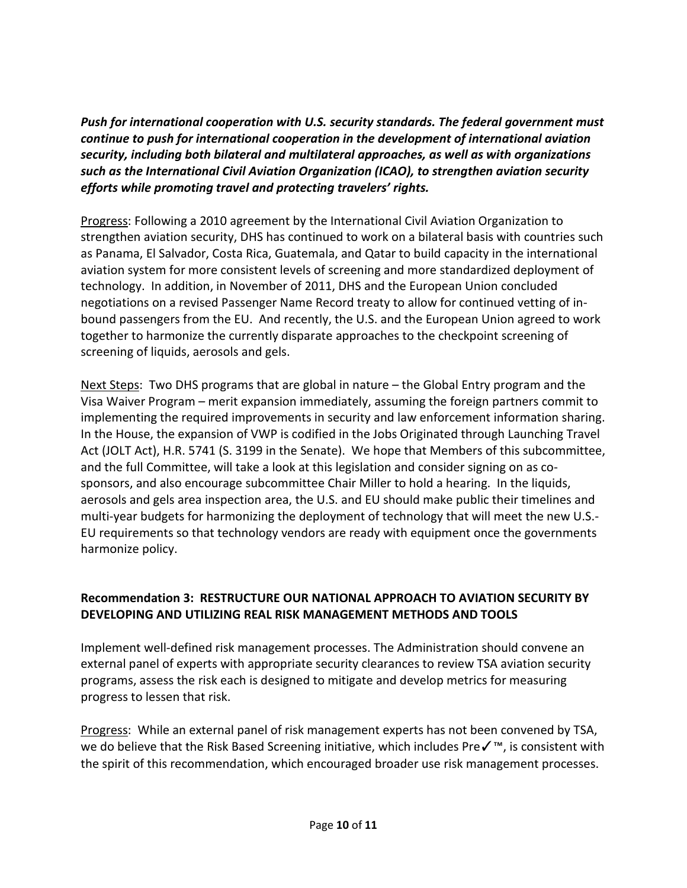***Push for international cooperation with U.S. security standards. The federal government must continue to push for international cooperation in the development of international aviation security, including both bilateral and multilateral approaches, as well as with organizations such as the International Civil Aviation Organization (ICAO), to strengthen aviation security efforts while promoting travel and protecting travelers' rights.***

Progress: Following a 2010 agreement by the International Civil Aviation Organization to strengthen aviation security, DHS has continued to work on a bilateral basis with countries such as Panama, El Salvador, Costa Rica, Guatemala, and Qatar to build capacity in the international aviation system for more consistent levels of screening and more standardized deployment of technology. In addition, in November of 2011, DHS and the European Union concluded negotiations on a revised Passenger Name Record treaty to allow for continued vetting of in-bound passengers from the EU. And recently, the U.S. and the European Union agreed to work together to harmonize the currently disparate approaches to the checkpoint screening of screening of liquids, aerosols and gels.

Next Steps: Two DHS programs that are global in nature – the Global Entry program and the Visa Waiver Program – merit expansion immediately, assuming the foreign partners commit to implementing the required improvements in security and law enforcement information sharing. In the House, the expansion of VWP is codified in the Jobs Originated through Launching Travel Act (JOLT Act), H.R. 5741 (S. 3199 in the Senate). We hope that Members of this subcommittee, and the full Committee, will take a look at this legislation and consider signing on as co-sponsors, and also encourage subcommittee Chair Miller to hold a hearing. In the liquids, aerosols and gels area inspection area, the U.S. and EU should make public their timelines and multi-year budgets for harmonizing the deployment of technology that will meet the new U.S.-EU requirements so that technology vendors are ready with equipment once the governments harmonize policy.

**Recommendation 3: RESTRUCTURE OUR NATIONAL APPROACH TO AVIATION SECURITY BY DEVELOPING AND UTILIZING REAL RISK MANAGEMENT METHODS AND TOOLS**

Implement well-defined risk management processes. The Administration should convene an external panel of experts with appropriate security clearances to review TSA aviation security programs, assess the risk each is designed to mitigate and develop metrics for measuring progress to lessen that risk.

Progress: While an external panel of risk management experts has not been convened by TSA, we do believe that the Risk Based Screening initiative, which includes Pre✓™, is consistent with the spirit of this recommendation, which encouraged broader use risk management processes.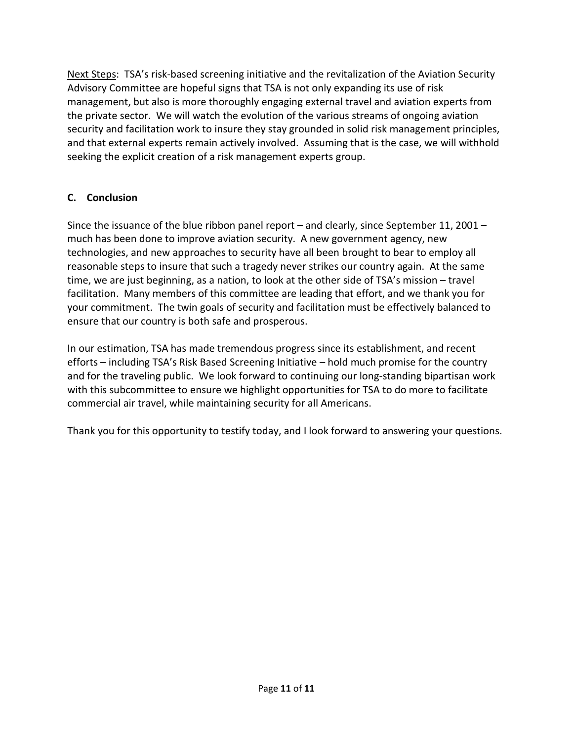Next Steps: TSA's risk-based screening initiative and the revitalization of the Aviation Security Advisory Committee are hopeful signs that TSA is not only expanding its use of risk management, but also is more thoroughly engaging external travel and aviation experts from the private sector. We will watch the evolution of the various streams of ongoing aviation security and facilitation work to insure they stay grounded in solid risk management principles, and that external experts remain actively involved. Assuming that is the case, we will withhold seeking the explicit creation of a risk management experts group.

### C. Conclusion

Since the issuance of the blue ribbon panel report – and clearly, since September 11, 2001 – much has been done to improve aviation security. A new government agency, new technologies, and new approaches to security have all been brought to bear to employ all reasonable steps to insure that such a tragedy never strikes our country again. At the same time, we are just beginning, as a nation, to look at the other side of TSA's mission – travel facilitation. Many members of this committee are leading that effort, and we thank you for your commitment. The twin goals of security and facilitation must be effectively balanced to ensure that our country is both safe and prosperous.

In our estimation, TSA has made tremendous progress since its establishment, and recent efforts – including TSA's Risk Based Screening Initiative – hold much promise for the country and for the traveling public. We look forward to continuing our long-standing bipartisan work with this subcommittee to ensure we highlight opportunities for TSA to do more to facilitate commercial air travel, while maintaining security for all Americans.

Thank you for this opportunity to testify today, and I look forward to answering your questions.